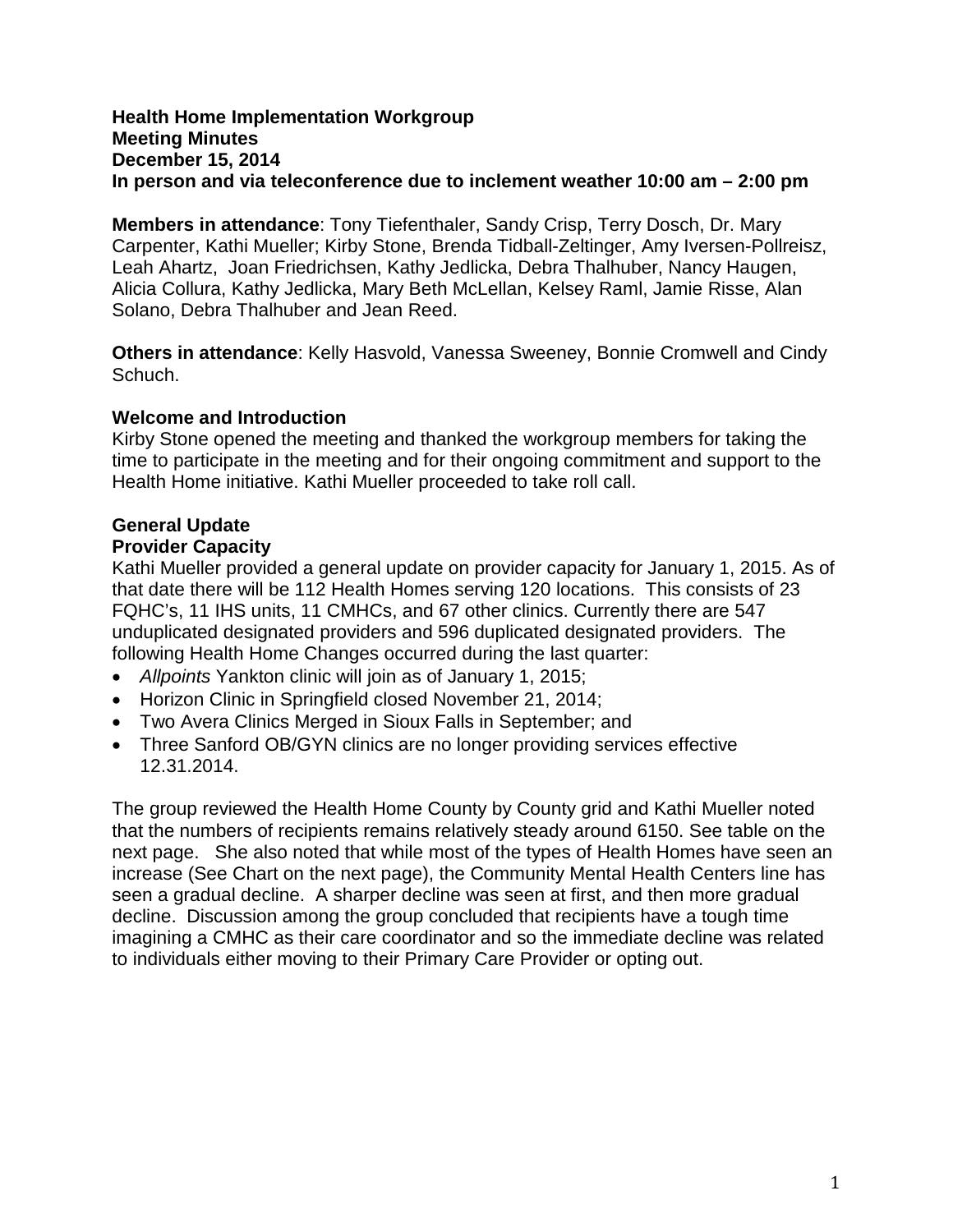**Health Home Implementation Workgroup**
**Meeting Minutes**
**December 15, 2014**
**In person and via teleconference due to inclement weather 10:00 am – 2:00 pm**

**Members in attendance**: Tony Tiefenthaler, Sandy Crisp, Terry Dosch, Dr. Mary Carpenter, Kathi Mueller; Kirby Stone, Brenda Tidball-Zeltinger, Amy Iversen-Pollreisz, Leah Ahartz, Joan Friedrichsen, Kathy Jedlicka, Debra Thalhuber, Nancy Haugen, Alicia Collura, Kathy Jedlicka, Mary Beth McLellan, Kelsey Raml, Jamie Risse, Alan Solano, Debra Thalhuber and Jean Reed.

**Others in attendance**: Kelly Hasvold, Vanessa Sweeney, Bonnie Cromwell and Cindy Schuch.

## Welcome and Introduction

Kirby Stone opened the meeting and thanked the workgroup members for taking the time to participate in the meeting and for their ongoing commitment and support to the Health Home initiative. Kathi Mueller proceeded to take roll call.

## General Update

### Provider Capacity

Kathi Mueller provided a general update on provider capacity for January 1, 2015. As of that date there will be 112 Health Homes serving 120 locations. This consists of 23 FQHC's, 11 IHS units, 11 CMHCs, and 67 other clinics. Currently there are 547 unduplicated designated providers and 596 duplicated designated providers. The following Health Home Changes occurred during the last quarter:

- *Allpoints* Yankton clinic will join as of January 1, 2015;
- Horizon Clinic in Springfield closed November 21, 2014;
- Two Avera Clinics Merged in Sioux Falls in September; and
- Three Sanford OB/GYN clinics are no longer providing services effective 12.31.2014.

The group reviewed the Health Home County by County grid and Kathi Mueller noted that the numbers of recipients remains relatively steady around 6150. See table on the next page. She also noted that while most of the types of Health Homes have seen an increase (See Chart on the next page), the Community Mental Health Centers line has seen a gradual decline. A sharper decline was seen at first, and then more gradual decline. Discussion among the group concluded that recipients have a tough time imagining a CMHC as their care coordinator and so the immediate decline was related to individuals either moving to their Primary Care Provider or opting out.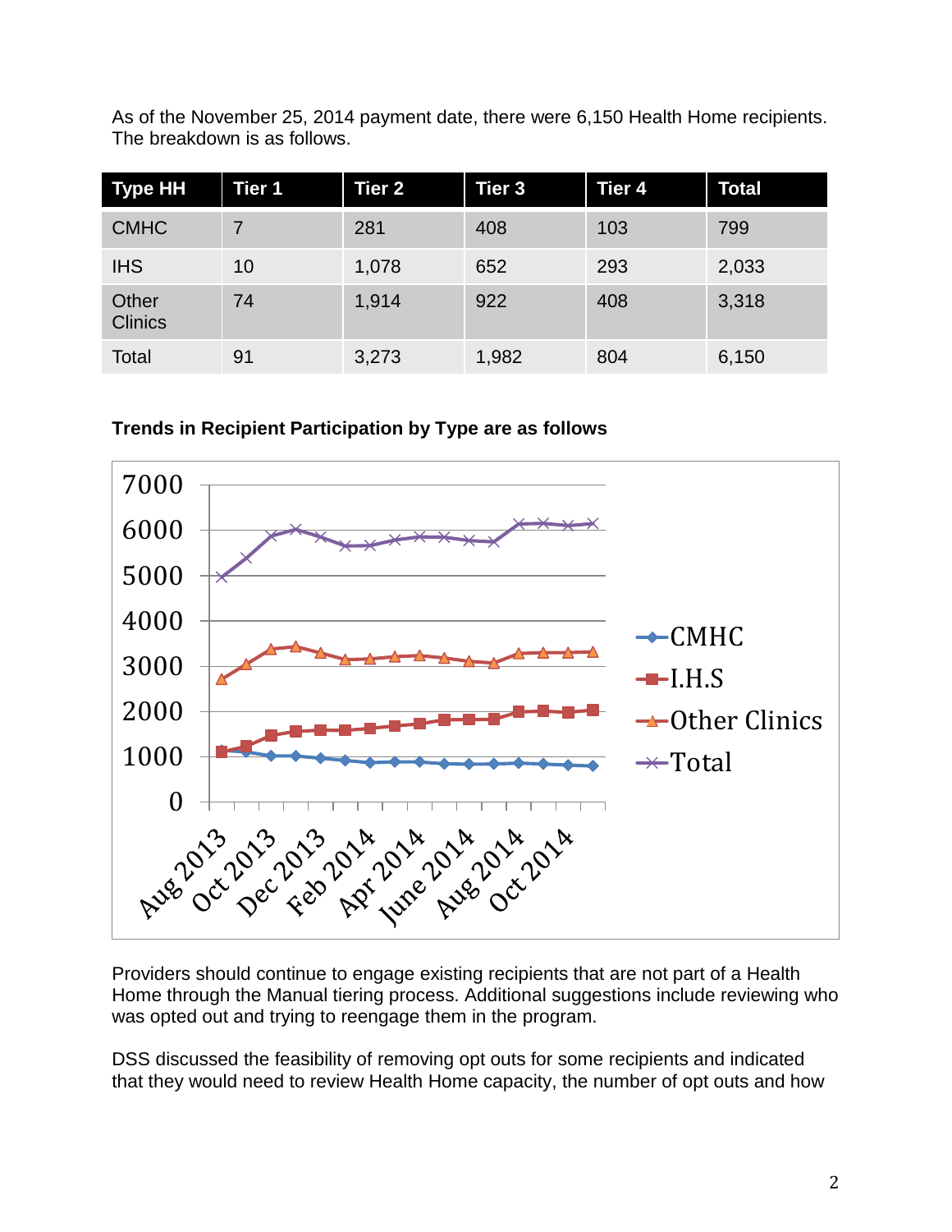As of the November 25, 2014 payment date, there were 6,150 Health Home recipients. The breakdown is as follows.

| Type HH | Tier 1 | Tier 2 | Tier 3 | Tier 4 | Total |
|---|---|---|---|---|---|
| CMHC | 7 | 281 | 408 | 103 | 799 |
| IHS | 10 | 1,078 | 652 | 293 | 2,033 |
| Other Clinics | 74 | 1,914 | 922 | 408 | 3,318 |
| Total | 91 | 3,273 | 1,982 | 804 | 6,150 |

**Trends in Recipient Participation by Type are as follows**

Providers should continue to engage existing recipients that are not part of a Health Home through the Manual tiering process. Additional suggestions include reviewing who was opted out and trying to reengage them in the program.

DSS discussed the feasibility of removing opt outs for some recipients and indicated that they would need to review Health Home capacity, the number of opt outs and how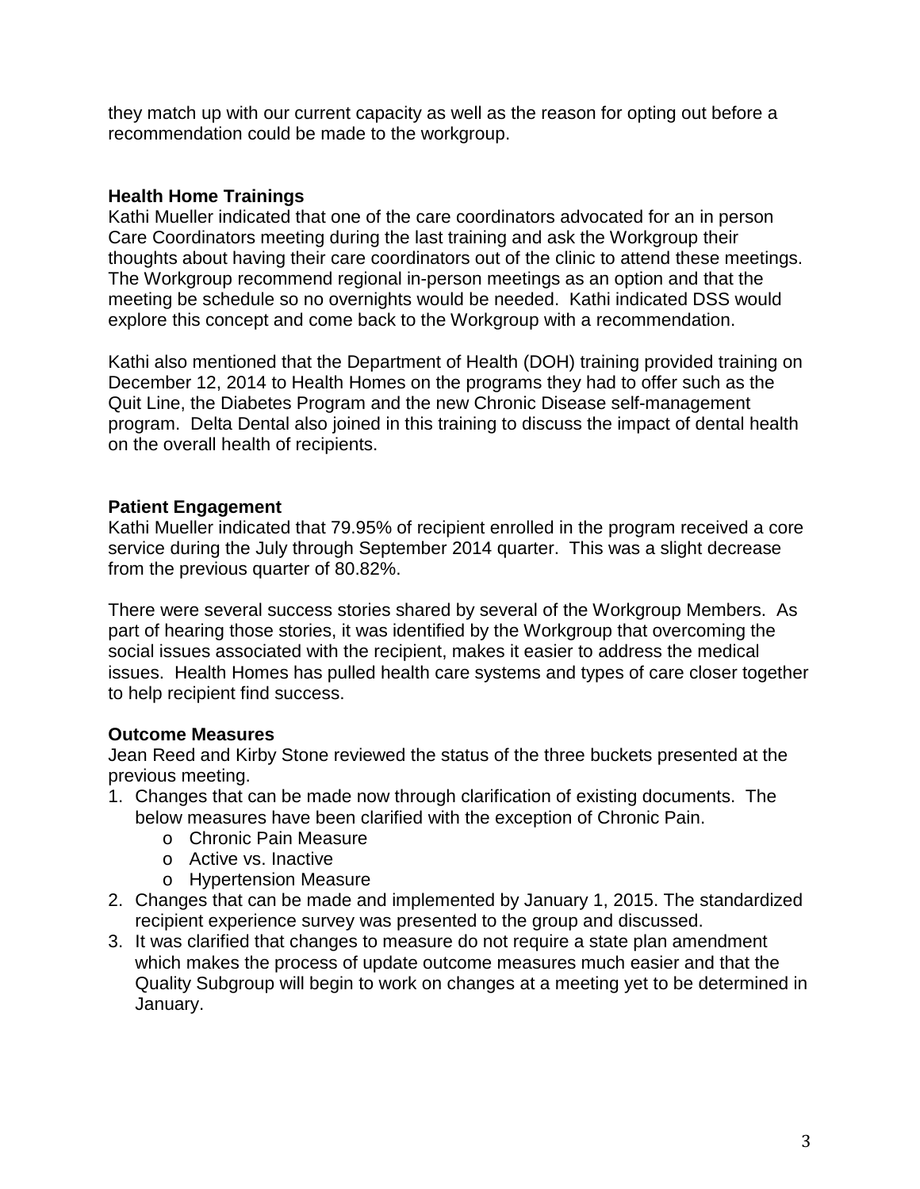they match up with our current capacity as well as the reason for opting out before a recommendation could be made to the workgroup.

**Health Home Trainings**

Kathi Mueller indicated that one of the care coordinators advocated for an in person Care Coordinators meeting during the last training and ask the Workgroup their thoughts about having their care coordinators out of the clinic to attend these meetings. The Workgroup recommend regional in-person meetings as an option and that the meeting be schedule so no overnights would be needed. Kathi indicated DSS would explore this concept and come back to the Workgroup with a recommendation.

Kathi also mentioned that the Department of Health (DOH) training provided training on December 12, 2014 to Health Homes on the programs they had to offer such as the Quit Line, the Diabetes Program and the new Chronic Disease self-management program. Delta Dental also joined in this training to discuss the impact of dental health on the overall health of recipients.

**Patient Engagement**

Kathi Mueller indicated that 79.95% of recipient enrolled in the program received a core service during the July through September 2014 quarter. This was a slight decrease from the previous quarter of 80.82%.

There were several success stories shared by several of the Workgroup Members. As part of hearing those stories, it was identified by the Workgroup that overcoming the social issues associated with the recipient, makes it easier to address the medical issues. Health Homes has pulled health care systems and types of care closer together to help recipient find success.

**Outcome Measures**

Jean Reed and Kirby Stone reviewed the status of the three buckets presented at the previous meeting.

1. Changes that can be made now through clarification of existing documents. The below measures have been clarified with the exception of Chronic Pain.
    - Chronic Pain Measure
    - Active vs. Inactive
    - Hypertension Measure
2. Changes that can be made and implemented by January 1, 2015. The standardized recipient experience survey was presented to the group and discussed.
3. It was clarified that changes to measure do not require a state plan amendment which makes the process of update outcome measures much easier and that the Quality Subgroup will begin to work on changes at a meeting yet to be determined in January.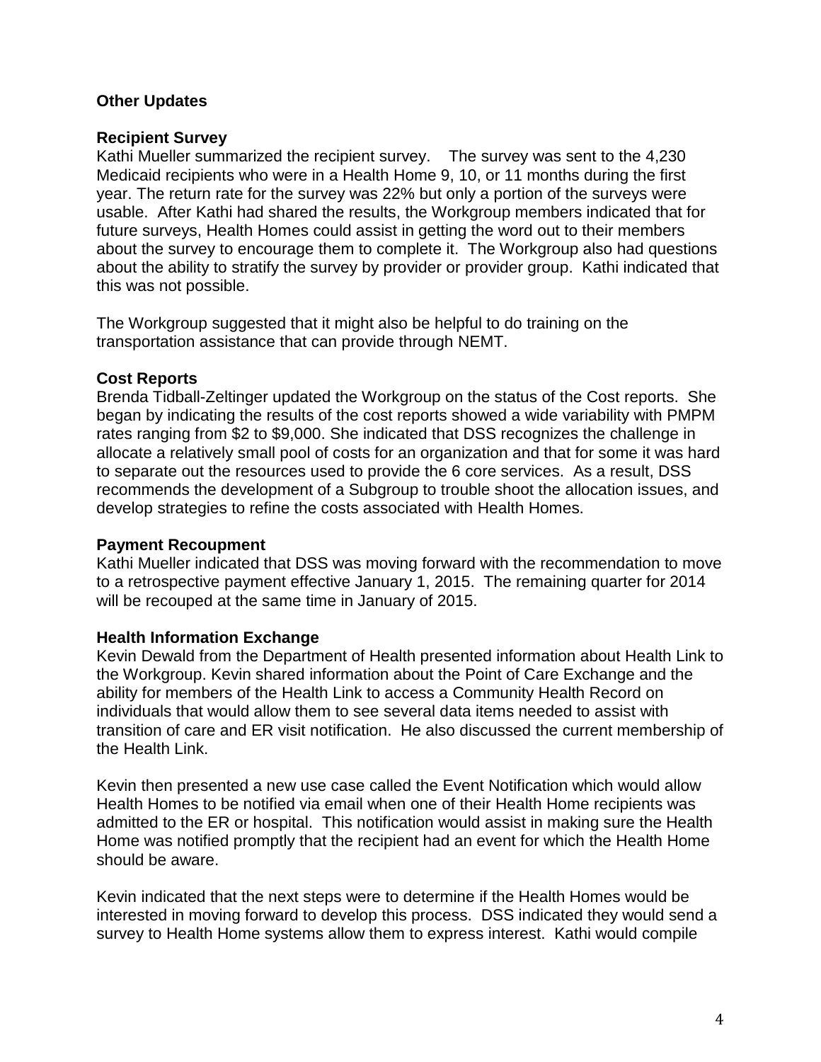**Other Updates**

**Recipient Survey**

Kathi Mueller summarized the recipient survey. The survey was sent to the 4,230 Medicaid recipients who were in a Health Home 9, 10, or 11 months during the first year. The return rate for the survey was 22% but only a portion of the surveys were usable. After Kathi had shared the results, the Workgroup members indicated that for future surveys, Health Homes could assist in getting the word out to their members about the survey to encourage them to complete it. The Workgroup also had questions about the ability to stratify the survey by provider or provider group. Kathi indicated that this was not possible.

The Workgroup suggested that it might also be helpful to do training on the transportation assistance that can provide through NEMT.

**Cost Reports**

Brenda Tidball-Zeltinger updated the Workgroup on the status of the Cost reports. She began by indicating the results of the cost reports showed a wide variability with PMPM rates ranging from $2 to $9,000. She indicated that DSS recognizes the challenge in allocate a relatively small pool of costs for an organization and that for some it was hard to separate out the resources used to provide the 6 core services. As a result, DSS recommends the development of a Subgroup to trouble shoot the allocation issues, and develop strategies to refine the costs associated with Health Homes.

**Payment Recoupment**

Kathi Mueller indicated that DSS was moving forward with the recommendation to move to a retrospective payment effective January 1, 2015. The remaining quarter for 2014 will be recouped at the same time in January of 2015.

**Health Information Exchange**

Kevin Dewald from the Department of Health presented information about Health Link to the Workgroup. Kevin shared information about the Point of Care Exchange and the ability for members of the Health Link to access a Community Health Record on individuals that would allow them to see several data items needed to assist with transition of care and ER visit notification. He also discussed the current membership of the Health Link.

Kevin then presented a new use case called the Event Notification which would allow Health Homes to be notified via email when one of their Health Home recipients was admitted to the ER or hospital. This notification would assist in making sure the Health Home was notified promptly that the recipient had an event for which the Health Home should be aware.

Kevin indicated that the next steps were to determine if the Health Homes would be interested in moving forward to develop this process. DSS indicated they would send a survey to Health Home systems allow them to express interest. Kathi would compile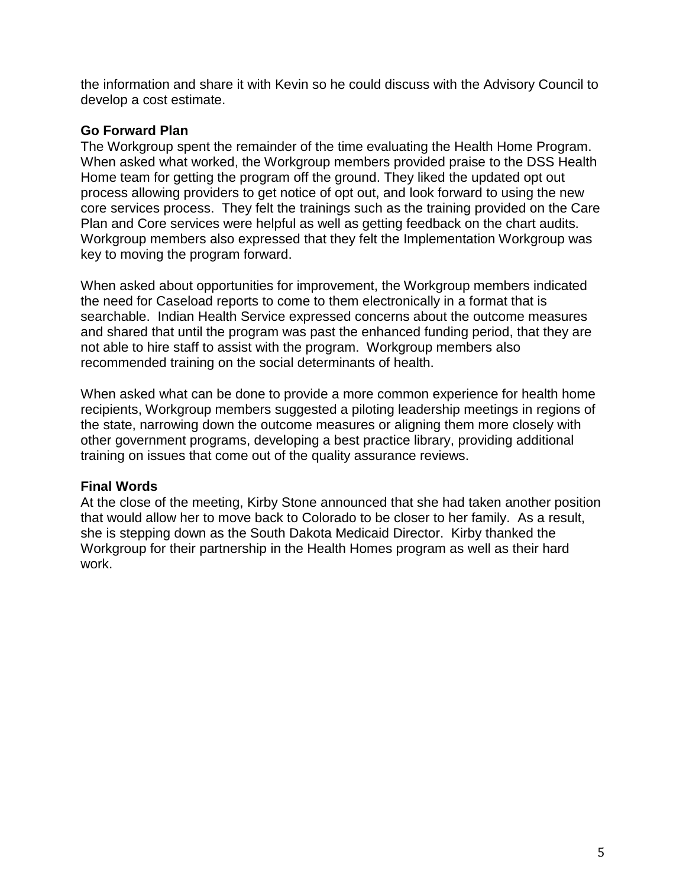the information and share it with Kevin so he could discuss with the Advisory Council to develop a cost estimate.

**Go Forward Plan**

The Workgroup spent the remainder of the time evaluating the Health Home Program. When asked what worked, the Workgroup members provided praise to the DSS Health Home team for getting the program off the ground. They liked the updated opt out process allowing providers to get notice of opt out, and look forward to using the new core services process. They felt the trainings such as the training provided on the Care Plan and Core services were helpful as well as getting feedback on the chart audits. Workgroup members also expressed that they felt the Implementation Workgroup was key to moving the program forward.

When asked about opportunities for improvement, the Workgroup members indicated the need for Caseload reports to come to them electronically in a format that is searchable. Indian Health Service expressed concerns about the outcome measures and shared that until the program was past the enhanced funding period, that they are not able to hire staff to assist with the program. Workgroup members also recommended training on the social determinants of health.

When asked what can be done to provide a more common experience for health home recipients, Workgroup members suggested a piloting leadership meetings in regions of the state, narrowing down the outcome measures or aligning them more closely with other government programs, developing a best practice library, providing additional training on issues that come out of the quality assurance reviews.

**Final Words**

At the close of the meeting, Kirby Stone announced that she had taken another position that would allow her to move back to Colorado to be closer to her family. As a result, she is stepping down as the South Dakota Medicaid Director. Kirby thanked the Workgroup for their partnership in the Health Homes program as well as their hard work.